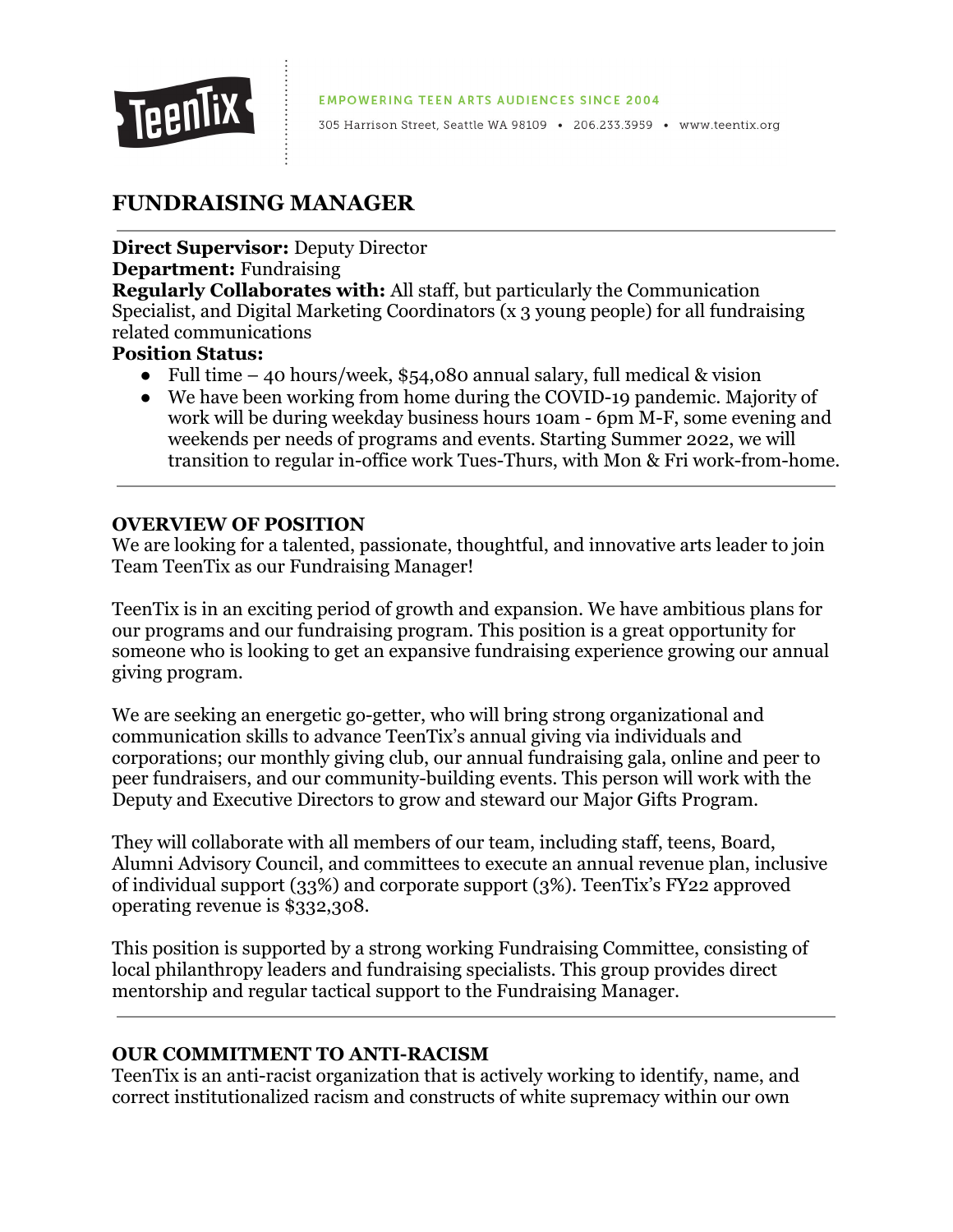EMPOWERING TEEN ARTS AUDIENCES SINCE 2004

305 Harrison Street, Seattle WA 98109 • 206.233.3959 • www.teentix.org

# FUNDRAISING MANAGER

**Direct Supervisor:** Deputy Director
**Department:** Fundraising
**Regularly Collaborates with:** All staff, but particularly the Communication Specialist, and Digital Marketing Coordinators (x 3 young people) for all fundraising related communications
**Position Status:**

- Full time – 40 hours/week, $54,080 annual salary, full medical & vision
- We have been working from home during the COVID-19 pandemic. Majority of work will be during weekday business hours 10am - 6pm M-F, some evening and weekends per needs of programs and events. Starting Summer 2022, we will transition to regular in-office work Tues-Thurs, with Mon & Fri work-from-home.

## OVERVIEW OF POSITION

We are looking for a talented, passionate, thoughtful, and innovative arts leader to join Team TeenTix as our Fundraising Manager!

TeenTix is in an exciting period of growth and expansion. We have ambitious plans for our programs and our fundraising program. This position is a great opportunity for someone who is looking to get an expansive fundraising experience growing our annual giving program.

We are seeking an energetic go-getter, who will bring strong organizational and communication skills to advance TeenTix's annual giving via individuals and corporations; our monthly giving club, our annual fundraising gala, online and peer to peer fundraisers, and our community-building events. This person will work with the Deputy and Executive Directors to grow and steward our Major Gifts Program.

They will collaborate with all members of our team, including staff, teens, Board, Alumni Advisory Council, and committees to execute an annual revenue plan, inclusive of individual support (33%) and corporate support (3%). TeenTix's FY22 approved operating revenue is $332,308.

This position is supported by a strong working Fundraising Committee, consisting of local philanthropy leaders and fundraising specialists. This group provides direct mentorship and regular tactical support to the Fundraising Manager.

## OUR COMMITMENT TO ANTI-RACISM

TeenTix is an anti-racist organization that is actively working to identify, name, and correct institutionalized racism and constructs of white supremacy within our own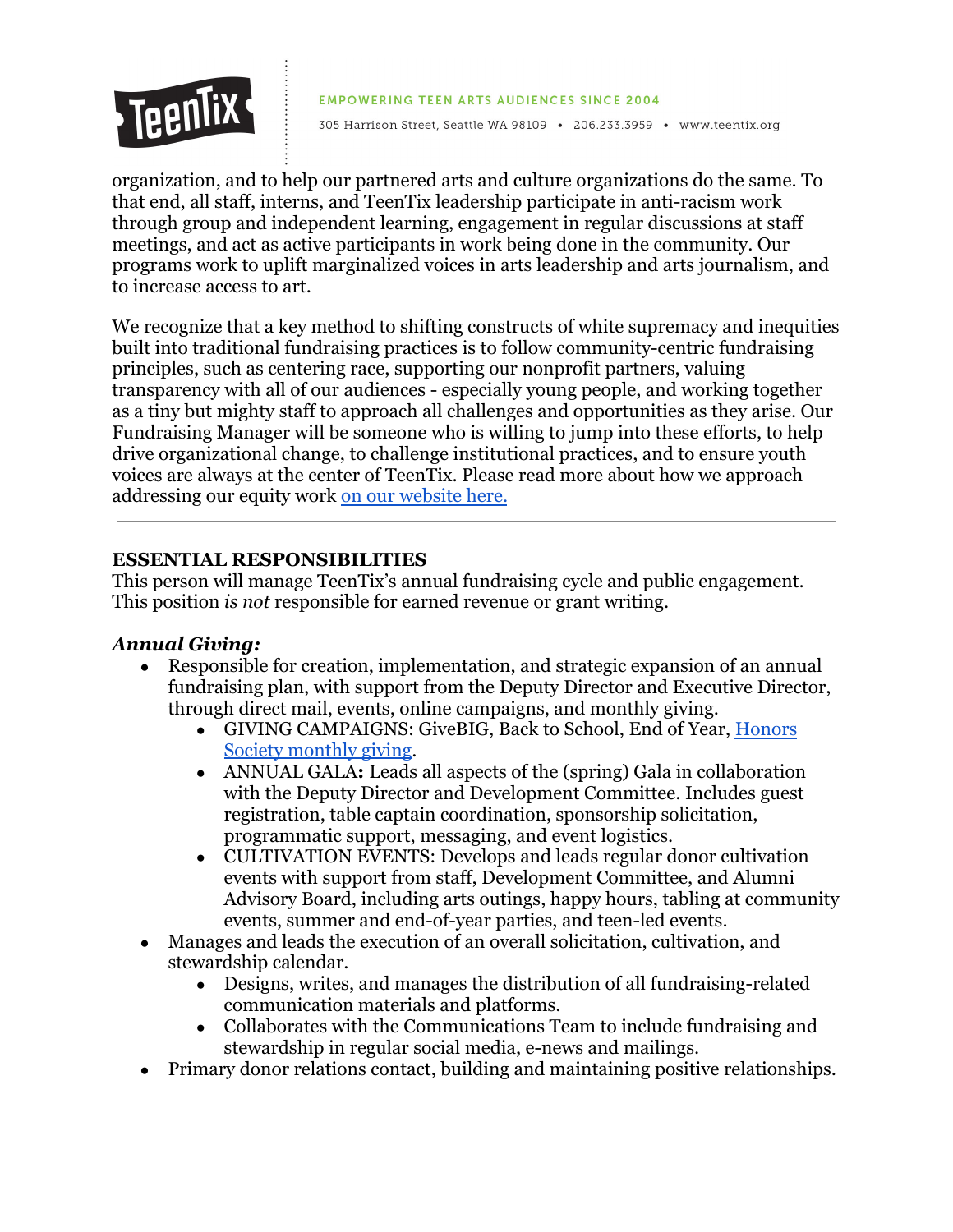organization, and to help our partnered arts and culture organizations do the same. To that end, all staff, interns, and TeenTix leadership participate in anti-racism work through group and independent learning, engagement in regular discussions at staff meetings, and act as active participants in work being done in the community. Our programs work to uplift marginalized voices in arts leadership and arts journalism, and to increase access to art.

We recognize that a key method to shifting constructs of white supremacy and inequities built into traditional fundraising practices is to follow community-centric fundraising principles, such as centering race, supporting our nonprofit partners, valuing transparency with all of our audiences - especially young people, and working together as a tiny but mighty staff to approach all challenges and opportunities as they arise. Our Fundraising Manager will be someone who is willing to jump into these efforts, to help drive organizational change, to challenge institutional practices, and to ensure youth voices are always at the center of TeenTix. Please read more about how we approach addressing our equity work on our website here.

---

## ESSENTIAL RESPONSIBILITIES

This person will manage TeenTix's annual fundraising cycle and public engagement. This position *is not* responsible for earned revenue or grant writing.

### *Annual Giving:*

- Responsible for creation, implementation, and strategic expansion of an annual fundraising plan, with support from the Deputy Director and Executive Director, through direct mail, events, online campaigns, and monthly giving.
  - GIVING CAMPAIGNS: GiveBIG, Back to School, End of Year, Honors Society monthly giving.
  - ANNUAL GALA**:** Leads all aspects of the (spring) Gala in collaboration with the Deputy Director and Development Committee. Includes guest registration, table captain coordination, sponsorship solicitation, programmatic support, messaging, and event logistics.
  - CULTIVATION EVENTS: Develops and leads regular donor cultivation events with support from staff, Development Committee, and Alumni Advisory Board, including arts outings, happy hours, tabling at community events, summer and end-of-year parties, and teen-led events.
- Manages and leads the execution of an overall solicitation, cultivation, and stewardship calendar.
  - Designs, writes, and manages the distribution of all fundraising-related communication materials and platforms.
  - Collaborates with the Communications Team to include fundraising and stewardship in regular social media, e-news and mailings.
- Primary donor relations contact, building and maintaining positive relationships.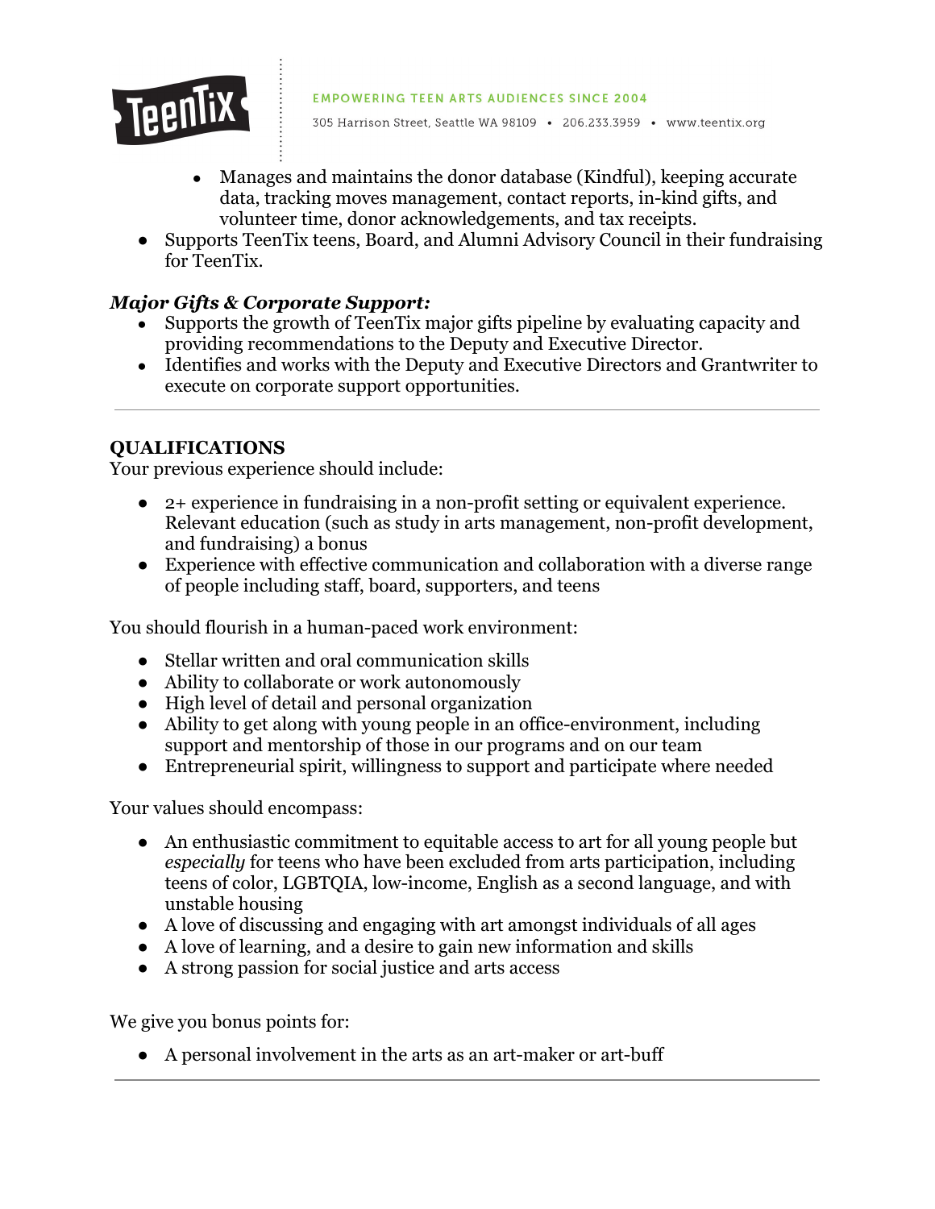- Manages and maintains the donor database (Kindful), keeping accurate data, tracking moves management, contact reports, in-kind gifts, and volunteer time, donor acknowledgements, and tax receipts.
- Supports TeenTix teens, Board, and Alumni Advisory Council in their fundraising for TeenTix.

***Major Gifts & Corporate Support:***

- Supports the growth of TeenTix major gifts pipeline by evaluating capacity and providing recommendations to the Deputy and Executive Director.
- Identifies and works with the Deputy and Executive Directors and Grantwriter to execute on corporate support opportunities.

---

## QUALIFICATIONS

Your previous experience should include:

- 2+ experience in fundraising in a non-profit setting or equivalent experience. Relevant education (such as study in arts management, non-profit development, and fundraising) a bonus
- Experience with effective communication and collaboration with a diverse range of people including staff, board, supporters, and teens

You should flourish in a human-paced work environment:

- Stellar written and oral communication skills
- Ability to collaborate or work autonomously
- High level of detail and personal organization
- Ability to get along with young people in an office-environment, including support and mentorship of those in our programs and on our team
- Entrepreneurial spirit, willingness to support and participate where needed

Your values should encompass:

- An enthusiastic commitment to equitable access to art for all young people but *especially* for teens who have been excluded from arts participation, including teens of color, LGBTQIA, low-income, English as a second language, and with unstable housing
- A love of discussing and engaging with art amongst individuals of all ages
- A love of learning, and a desire to gain new information and skills
- A strong passion for social justice and arts access

We give you bonus points for:

- A personal involvement in the arts as an art-maker or art-buff

---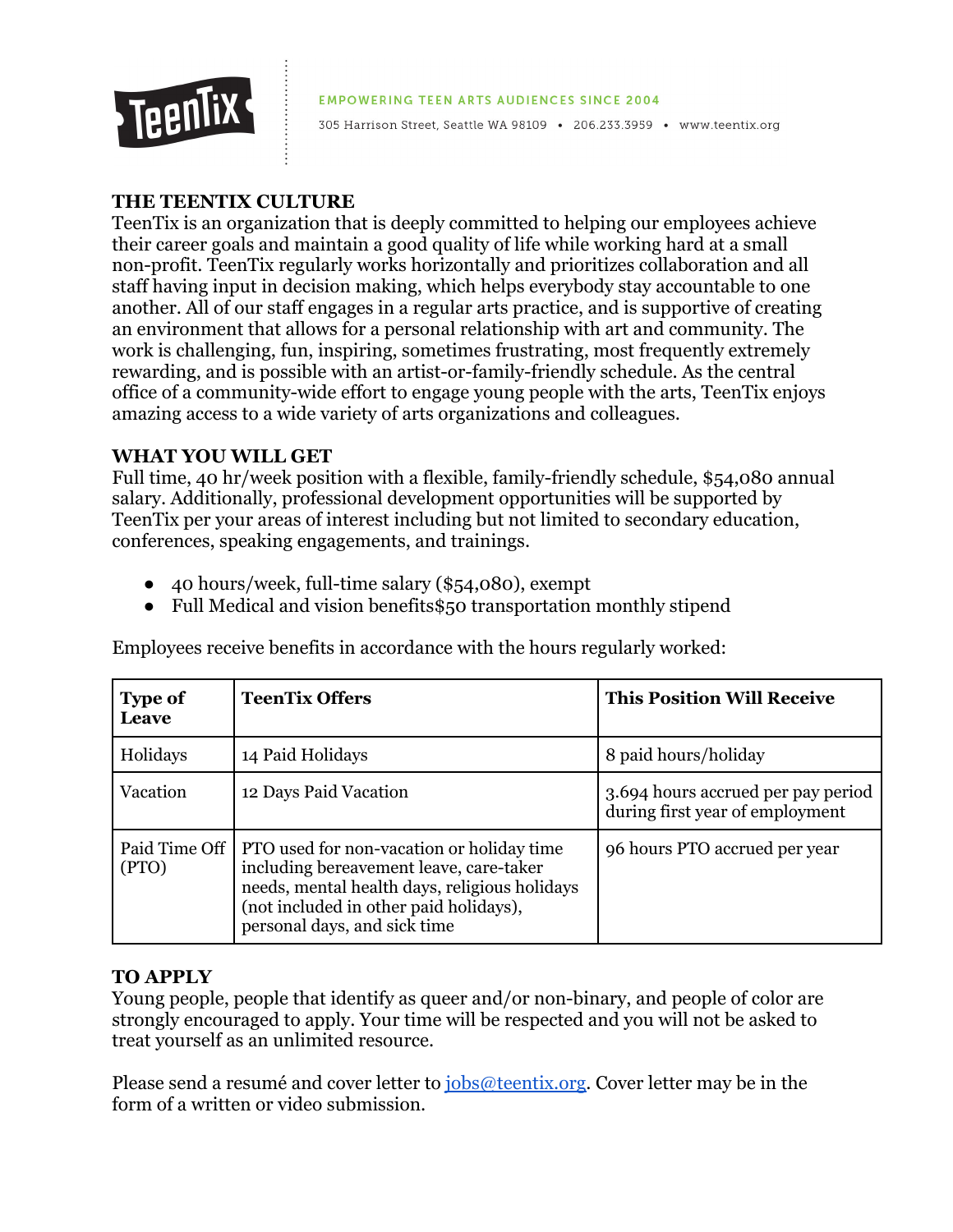EMPOWERING TEEN ARTS AUDIENCES SINCE 2004

305 Harrison Street, Seattle WA 98109 • 206.233.3959 • www.teentix.org

## THE TEENTIX CULTURE

TeenTix is an organization that is deeply committed to helping our employees achieve their career goals and maintain a good quality of life while working hard at a small non-profit. TeenTix regularly works horizontally and prioritizes collaboration and all staff having input in decision making, which helps everybody stay accountable to one another. All of our staff engages in a regular arts practice, and is supportive of creating an environment that allows for a personal relationship with art and community. The work is challenging, fun, inspiring, sometimes frustrating, most frequently extremely rewarding, and is possible with an artist-or-family-friendly schedule. As the central office of a community-wide effort to engage young people with the arts, TeenTix enjoys amazing access to a wide variety of arts organizations and colleagues.

## WHAT YOU WILL GET

Full time, 40 hr/week position with a flexible, family-friendly schedule, $54,080 annual salary. Additionally, professional development opportunities will be supported by TeenTix per your areas of interest including but not limited to secondary education, conferences, speaking engagements, and trainings.

- 40 hours/week, full-time salary ($54,080), exempt
- Full Medical and vision benefits$50 transportation monthly stipend

Employees receive benefits in accordance with the hours regularly worked:

| Type of Leave | TeenTix Offers | This Position Will Receive |
|---|---|---|
| Holidays | 14 Paid Holidays | 8 paid hours/holiday |
| Vacation | 12 Days Paid Vacation | 3.694 hours accrued per pay period during first year of employment |
| Paid Time Off (PTO) | PTO used for non-vacation or holiday time including bereavement leave, care-taker needs, mental health days, religious holidays (not included in other paid holidays), personal days, and sick time | 96 hours PTO accrued per year |

## TO APPLY

Young people, people that identify as queer and/or non-binary, and people of color are strongly encouraged to apply. Your time will be respected and you will not be asked to treat yourself as an unlimited resource.

Please send a resumé and cover letter to jobs@teentix.org. Cover letter may be in the form of a written or video submission.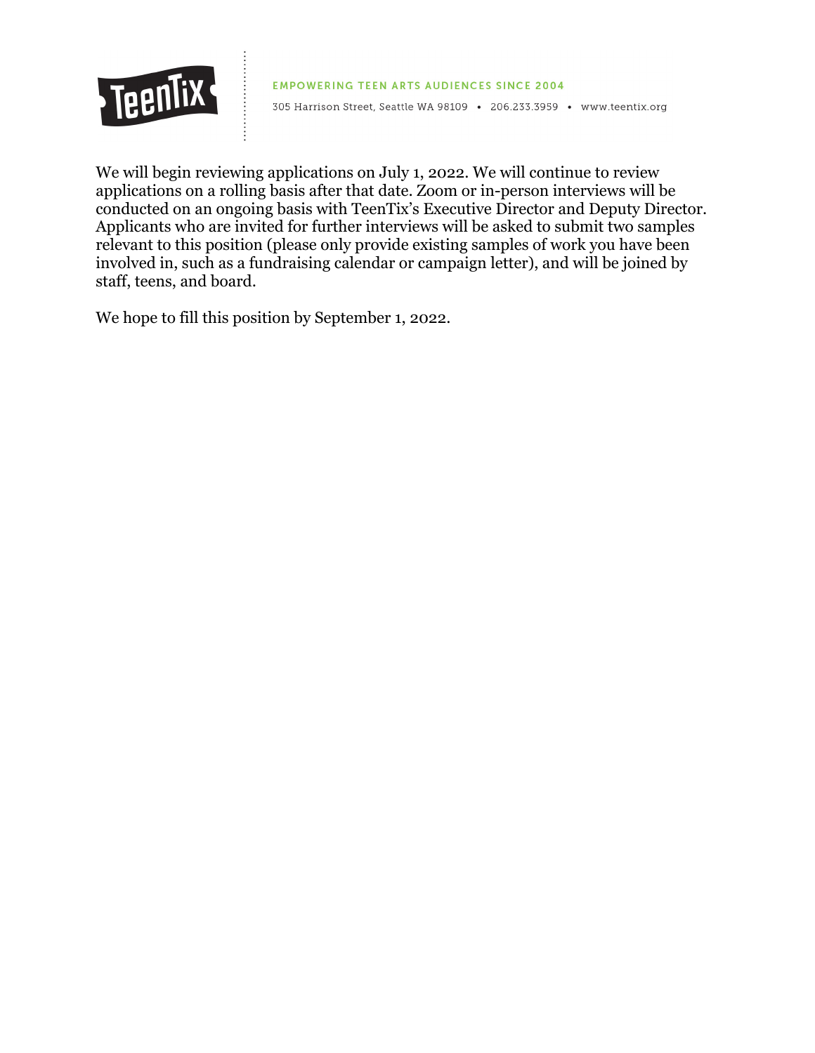We will begin reviewing applications on July 1, 2022. We will continue to review applications on a rolling basis after that date. Zoom or in-person interviews will be conducted on an ongoing basis with TeenTix's Executive Director and Deputy Director. Applicants who are invited for further interviews will be asked to submit two samples relevant to this position (please only provide existing samples of work you have been involved in, such as a fundraising calendar or campaign letter), and will be joined by staff, teens, and board.

We hope to fill this position by September 1, 2022.